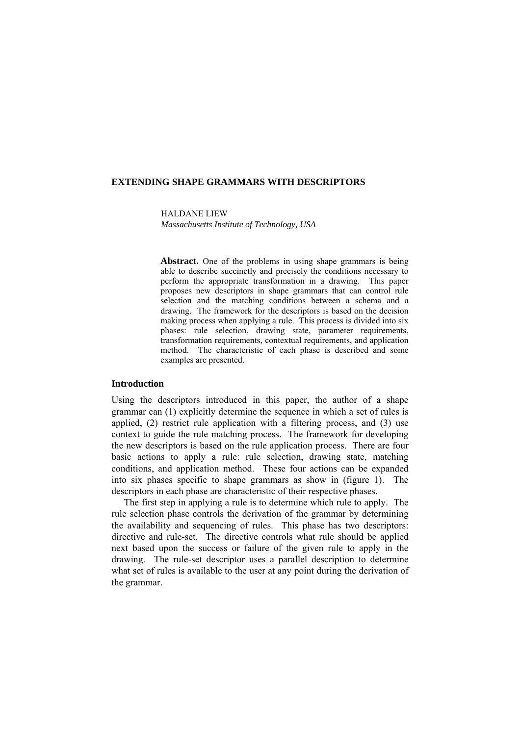# EXTENDING SHAPE GRAMMARS WITH DESCRIPTORS

HALDANE LIEW
*Massachusetts Institute of Technology, USA*

**Abstract.** One of the problems in using shape grammars is being able to describe succinctly and precisely the conditions necessary to perform the appropriate transformation in a drawing. This paper proposes new descriptors in shape grammars that can control rule selection and the matching conditions between a schema and a drawing. The framework for the descriptors is based on the decision making process when applying a rule. This process is divided into six phases: rule selection, drawing state, parameter requirements, transformation requirements, contextual requirements, and application method. The characteristic of each phase is described and some examples are presented.

## Introduction

Using the descriptors introduced in this paper, the author of a shape grammar can (1) explicitly determine the sequence in which a set of rules is applied, (2) restrict rule application with a filtering process, and (3) use context to guide the rule matching process. The framework for developing the new descriptors is based on the rule application process. There are four basic actions to apply a rule: rule selection, drawing state, matching conditions, and application method. These four actions can be expanded into six phases specific to shape grammars as show in (figure 1). The descriptors in each phase are characteristic of their respective phases.

The first step in applying a rule is to determine which rule to apply. The rule selection phase controls the derivation of the grammar by determining the availability and sequencing of rules. This phase has two descriptors: directive and rule-set. The directive controls what rule should be applied next based upon the success or failure of the given rule to apply in the drawing. The rule-set descriptor uses a parallel description to determine what set of rules is available to the user at any point during the derivation of the grammar.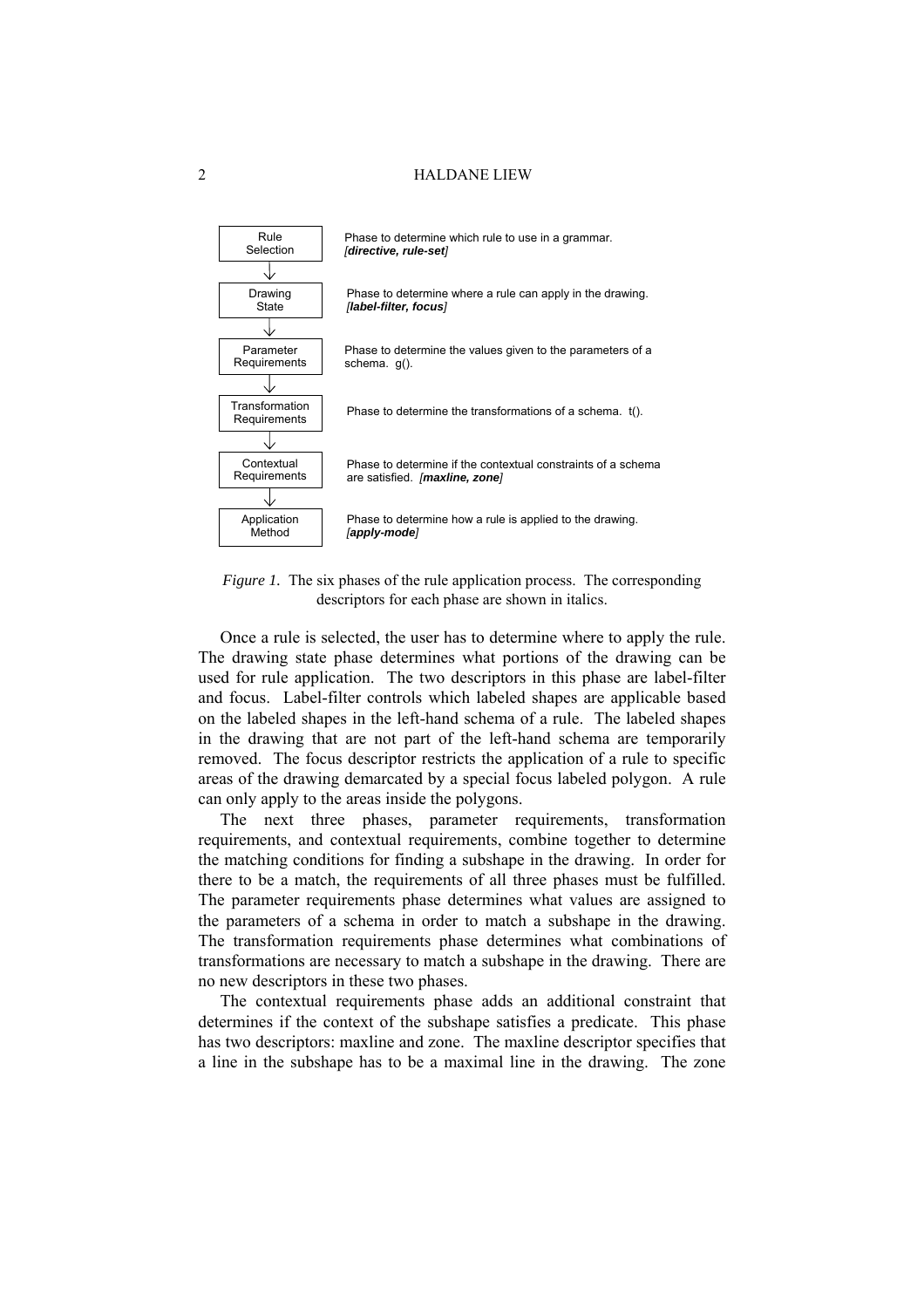Rule Selection — Phase to determine which rule to use in a grammar. *[directive, rule-set]*

Drawing State — Phase to determine where a rule can apply in the drawing. *[label-filter, focus]*

Parameter Requirements — Phase to determine the values given to the parameters of a schema. g().

Transformation Requirements — Phase to determine the transformations of a schema. t().

Contextual Requirements — Phase to determine if the contextual constraints of a schema are satisfied. *[maxline, zone]*

Application Method — Phase to determine how a rule is applied to the drawing. *[apply-mode]*

*Figure 1.* The six phases of the rule application process. The corresponding descriptors for each phase are shown in italics.

Once a rule is selected, the user has to determine where to apply the rule. The drawing state phase determines what portions of the drawing can be used for rule application. The two descriptors in this phase are label-filter and focus. Label-filter controls which labeled shapes are applicable based on the labeled shapes in the left-hand schema of a rule. The labeled shapes in the drawing that are not part of the left-hand schema are temporarily removed. The focus descriptor restricts the application of a rule to specific areas of the drawing demarcated by a special focus labeled polygon. A rule can only apply to the areas inside the polygons.

The next three phases, parameter requirements, transformation requirements, and contextual requirements, combine together to determine the matching conditions for finding a subshape in the drawing. In order for there to be a match, the requirements of all three phases must be fulfilled. The parameter requirements phase determines what values are assigned to the parameters of a schema in order to match a subshape in the drawing. The transformation requirements phase determines what combinations of transformations are necessary to match a subshape in the drawing. There are no new descriptors in these two phases.

The contextual requirements phase adds an additional constraint that determines if the context of the subshape satisfies a predicate. This phase has two descriptors: maxline and zone. The maxline descriptor specifies that a line in the subshape has to be a maximal line in the drawing. The zone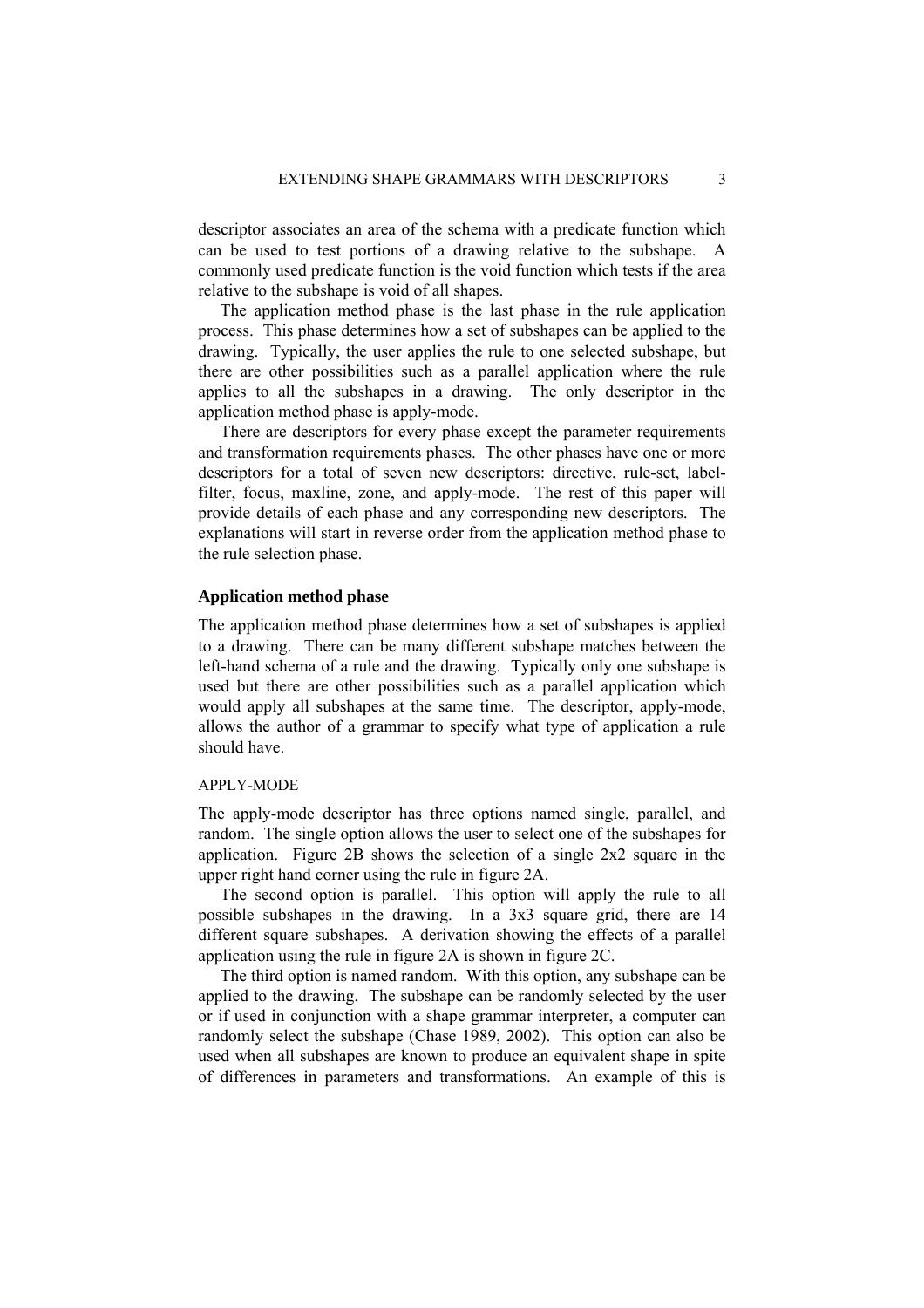descriptor associates an area of the schema with a predicate function which can be used to test portions of a drawing relative to the subshape. A commonly used predicate function is the void function which tests if the area relative to the subshape is void of all shapes.

The application method phase is the last phase in the rule application process. This phase determines how a set of subshapes can be applied to the drawing. Typically, the user applies the rule to one selected subshape, but there are other possibilities such as a parallel application where the rule applies to all the subshapes in a drawing. The only descriptor in the application method phase is apply-mode.

There are descriptors for every phase except the parameter requirements and transformation requirements phases. The other phases have one or more descriptors for a total of seven new descriptors: directive, rule-set, label-filter, focus, maxline, zone, and apply-mode. The rest of this paper will provide details of each phase and any corresponding new descriptors. The explanations will start in reverse order from the application method phase to the rule selection phase.

## Application method phase

The application method phase determines how a set of subshapes is applied to a drawing. There can be many different subshape matches between the left-hand schema of a rule and the drawing. Typically only one subshape is used but there are other possibilities such as a parallel application which would apply all subshapes at the same time. The descriptor, apply-mode, allows the author of a grammar to specify what type of application a rule should have.

### APPLY-MODE

The apply-mode descriptor has three options named single, parallel, and random. The single option allows the user to select one of the subshapes for application. Figure 2B shows the selection of a single 2x2 square in the upper right hand corner using the rule in figure 2A.

The second option is parallel. This option will apply the rule to all possible subshapes in the drawing. In a 3x3 square grid, there are 14 different square subshapes. A derivation showing the effects of a parallel application using the rule in figure 2A is shown in figure 2C.

The third option is named random. With this option, any subshape can be applied to the drawing. The subshape can be randomly selected by the user or if used in conjunction with a shape grammar interpreter, a computer can randomly select the subshape (Chase 1989, 2002). This option can also be used when all subshapes are known to produce an equivalent shape in spite of differences in parameters and transformations. An example of this is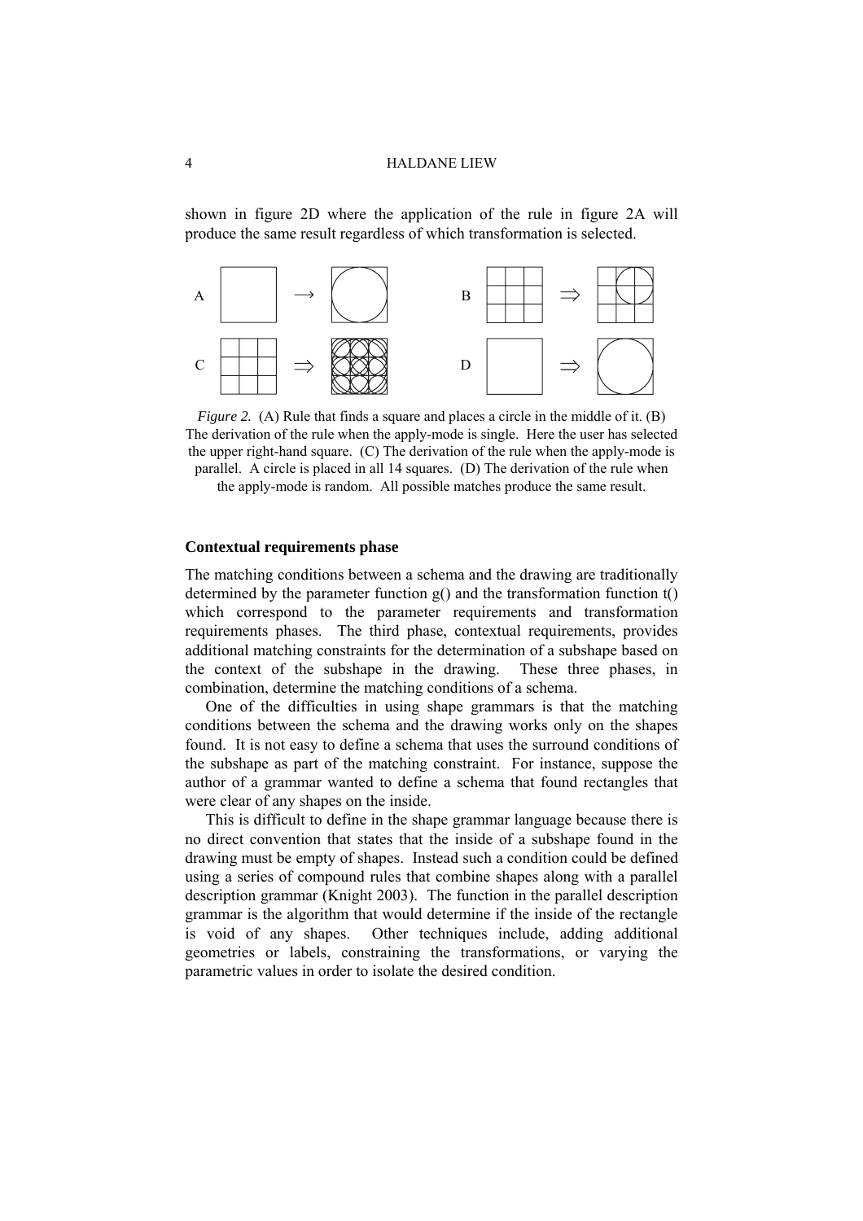shown in figure 2D where the application of the rule in figure 2A will produce the same result regardless of which transformation is selected.

*Figure 2.* (A) Rule that finds a square and places a circle in the middle of it. (B) The derivation of the rule when the apply-mode is single. Here the user has selected the upper right-hand square. (C) The derivation of the rule when the apply-mode is parallel. A circle is placed in all 14 squares. (D) The derivation of the rule when the apply-mode is random. All possible matches produce the same result.

### Contextual requirements phase

The matching conditions between a schema and the drawing are traditionally determined by the parameter function g() and the transformation function t() which correspond to the parameter requirements and transformation requirements phases. The third phase, contextual requirements, provides additional matching constraints for the determination of a subshape based on the context of the subshape in the drawing. These three phases, in combination, determine the matching conditions of a schema.

One of the difficulties in using shape grammars is that the matching conditions between the schema and the drawing works only on the shapes found. It is not easy to define a schema that uses the surround conditions of the subshape as part of the matching constraint. For instance, suppose the author of a grammar wanted to define a schema that found rectangles that were clear of any shapes on the inside.

This is difficult to define in the shape grammar language because there is no direct convention that states that the inside of a subshape found in the drawing must be empty of shapes. Instead such a condition could be defined using a series of compound rules that combine shapes along with a parallel description grammar (Knight 2003). The function in the parallel description grammar is the algorithm that would determine if the inside of the rectangle is void of any shapes. Other techniques include, adding additional geometries or labels, constraining the transformations, or varying the parametric values in order to isolate the desired condition.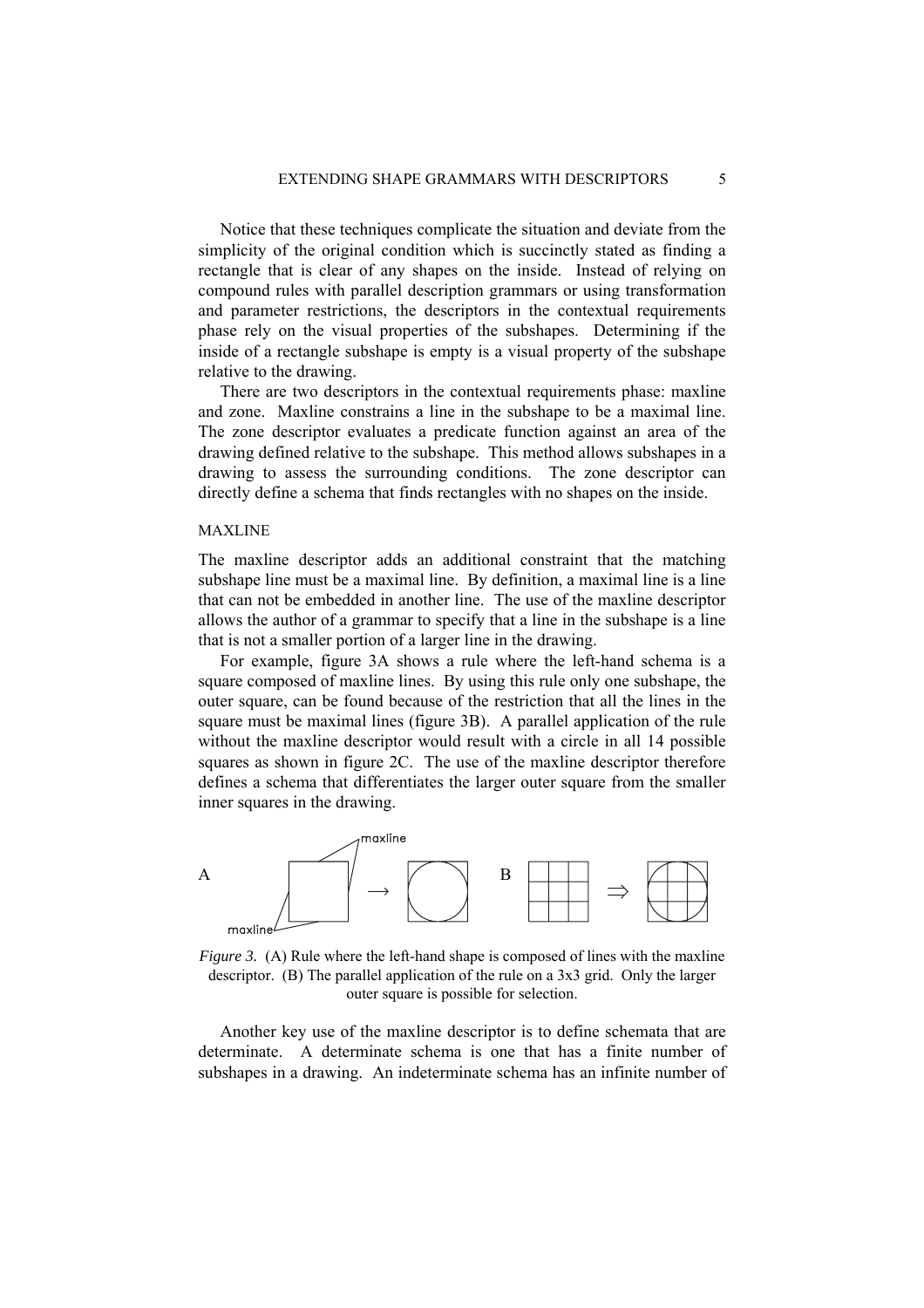Notice that these techniques complicate the situation and deviate from the simplicity of the original condition which is succinctly stated as finding a rectangle that is clear of any shapes on the inside. Instead of relying on compound rules with parallel description grammars or using transformation and parameter restrictions, the descriptors in the contextual requirements phase rely on the visual properties of the subshapes. Determining if the inside of a rectangle subshape is empty is a visual property of the subshape relative to the drawing.

There are two descriptors in the contextual requirements phase: maxline and zone. Maxline constrains a line in the subshape to be a maximal line. The zone descriptor evaluates a predicate function against an area of the drawing defined relative to the subshape. This method allows subshapes in a drawing to assess the surrounding conditions. The zone descriptor can directly define a schema that finds rectangles with no shapes on the inside.

### MAXLINE

The maxline descriptor adds an additional constraint that the matching subshape line must be a maximal line. By definition, a maximal line is a line that can not be embedded in another line. The use of the maxline descriptor allows the author of a grammar to specify that a line in the subshape is a line that is not a smaller portion of a larger line in the drawing.

For example, figure 3A shows a rule where the left-hand schema is a square composed of maxline lines. By using this rule only one subshape, the outer square, can be found because of the restriction that all the lines in the square must be maximal lines (figure 3B). A parallel application of the rule without the maxline descriptor would result with a circle in all 14 possible squares as shown in figure 2C. The use of the maxline descriptor therefore defines a schema that differentiates the larger outer square from the smaller inner squares in the drawing.

A

maxline

maxline

→

B

⇒

*Figure 3.* (A) Rule where the left-hand shape is composed of lines with the maxline descriptor. (B) The parallel application of the rule on a 3x3 grid. Only the larger outer square is possible for selection.

Another key use of the maxline descriptor is to define schemata that are determinate. A determinate schema is one that has a finite number of subshapes in a drawing. An indeterminate schema has an infinite number of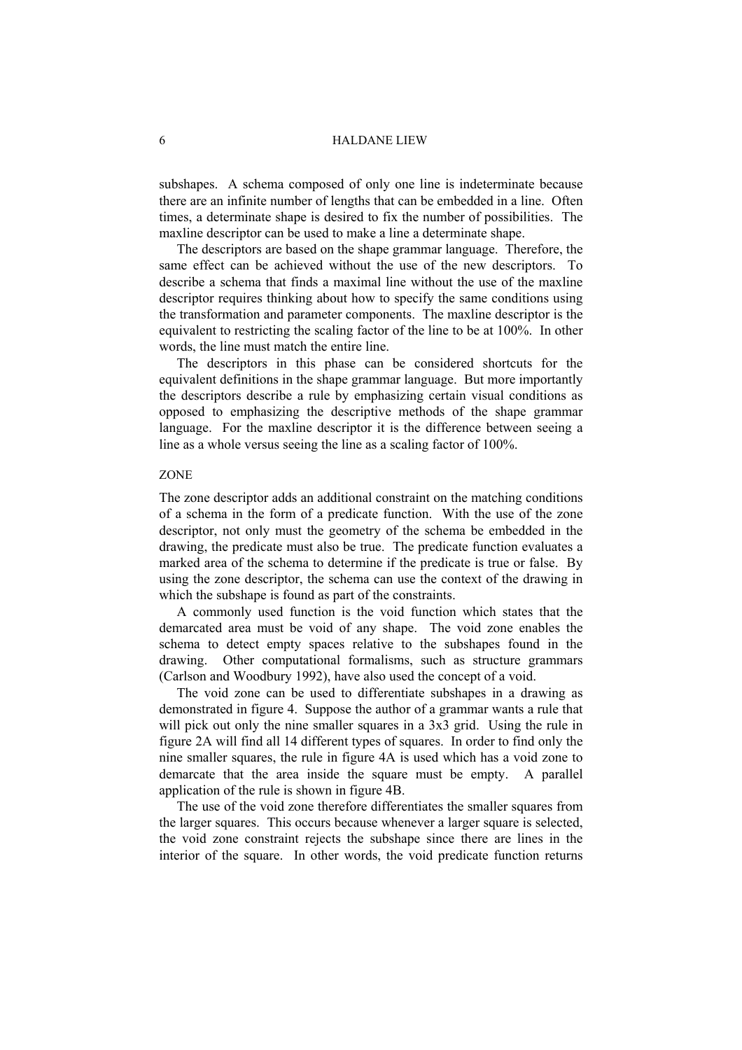subshapes. A schema composed of only one line is indeterminate because there are an infinite number of lengths that can be embedded in a line. Often times, a determinate shape is desired to fix the number of possibilities. The maxline descriptor can be used to make a line a determinate shape.

The descriptors are based on the shape grammar language. Therefore, the same effect can be achieved without the use of the new descriptors. To describe a schema that finds a maximal line without the use of the maxline descriptor requires thinking about how to specify the same conditions using the transformation and parameter components. The maxline descriptor is the equivalent to restricting the scaling factor of the line to be at 100%. In other words, the line must match the entire line.

The descriptors in this phase can be considered shortcuts for the equivalent definitions in the shape grammar language. But more importantly the descriptors describe a rule by emphasizing certain visual conditions as opposed to emphasizing the descriptive methods of the shape grammar language. For the maxline descriptor it is the difference between seeing a line as a whole versus seeing the line as a scaling factor of 100%.

### ZONE

The zone descriptor adds an additional constraint on the matching conditions of a schema in the form of a predicate function. With the use of the zone descriptor, not only must the geometry of the schema be embedded in the drawing, the predicate must also be true. The predicate function evaluates a marked area of the schema to determine if the predicate is true or false. By using the zone descriptor, the schema can use the context of the drawing in which the subshape is found as part of the constraints.

A commonly used function is the void function which states that the demarcated area must be void of any shape. The void zone enables the schema to detect empty spaces relative to the subshapes found in the drawing. Other computational formalisms, such as structure grammars (Carlson and Woodbury 1992), have also used the concept of a void.

The void zone can be used to differentiate subshapes in a drawing as demonstrated in figure 4. Suppose the author of a grammar wants a rule that will pick out only the nine smaller squares in a 3x3 grid. Using the rule in figure 2A will find all 14 different types of squares. In order to find only the nine smaller squares, the rule in figure 4A is used which has a void zone to demarcate that the area inside the square must be empty. A parallel application of the rule is shown in figure 4B.

The use of the void zone therefore differentiates the smaller squares from the larger squares. This occurs because whenever a larger square is selected, the void zone constraint rejects the subshape since there are lines in the interior of the square. In other words, the void predicate function returns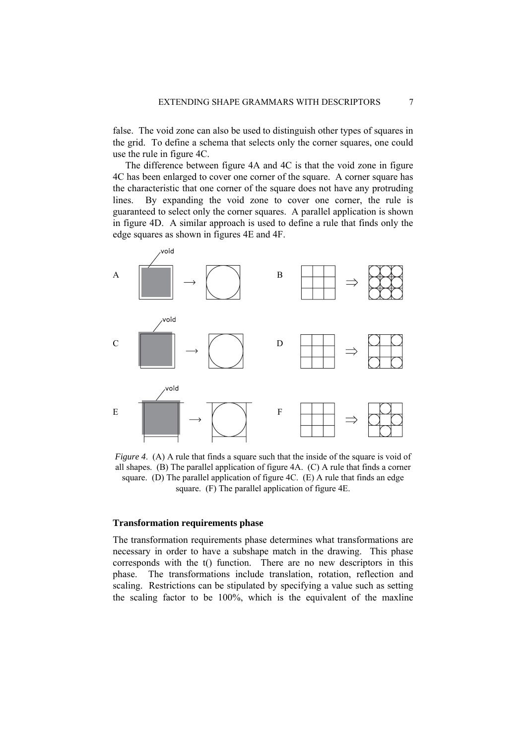false. The void zone can also be used to distinguish other types of squares in the grid. To define a schema that selects only the corner squares, one could use the rule in figure 4C.

The difference between figure 4A and 4C is that the void zone in figure 4C has been enlarged to cover one corner of the square. A corner square has the characteristic that one corner of the square does not have any protruding lines. By expanding the void zone to cover one corner, the rule is guaranteed to select only the corner squares. A parallel application is shown in figure 4D. A similar approach is used to define a rule that finds only the edge squares as shown in figures 4E and 4F.

*Figure 4.* (A) A rule that finds a square such that the inside of the square is void of all shapes. (B) The parallel application of figure 4A. (C) A rule that finds a corner square. (D) The parallel application of figure 4C. (E) A rule that finds an edge square. (F) The parallel application of figure 4E.

### Transformation requirements phase

The transformation requirements phase determines what transformations are necessary in order to have a subshape match in the drawing. This phase corresponds with the t() function. There are no new descriptors in this phase. The transformations include translation, rotation, reflection and scaling. Restrictions can be stipulated by specifying a value such as setting the scaling factor to be 100%, which is the equivalent of the maxline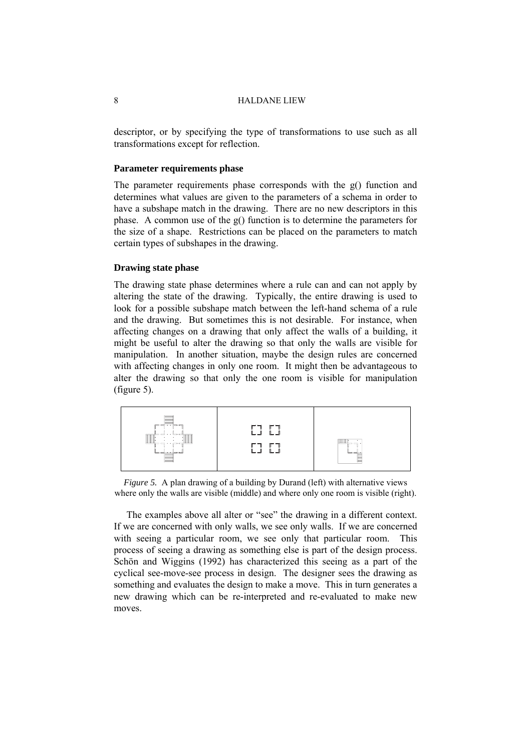descriptor, or by specifying the type of transformations to use such as all transformations except for reflection.

### Parameter requirements phase

The parameter requirements phase corresponds with the g() function and determines what values are given to the parameters of a schema in order to have a subshape match in the drawing. There are no new descriptors in this phase. A common use of the g() function is to determine the parameters for the size of a shape. Restrictions can be placed on the parameters to match certain types of subshapes in the drawing.

### Drawing state phase

The drawing state phase determines where a rule can and can not apply by altering the state of the drawing. Typically, the entire drawing is used to look for a possible subshape match between the left-hand schema of a rule and the drawing. But sometimes this is not desirable. For instance, when affecting changes on a drawing that only affect the walls of a building, it might be useful to alter the drawing so that only the walls are visible for manipulation. In another situation, maybe the design rules are concerned with affecting changes in only one room. It might then be advantageous to alter the drawing so that only the one room is visible for manipulation (figure 5).

*Figure 5.* A plan drawing of a building by Durand (left) with alternative views where only the walls are visible (middle) and where only one room is visible (right).

The examples above all alter or "see" the drawing in a different context. If we are concerned with only walls, we see only walls. If we are concerned with seeing a particular room, we see only that particular room. This process of seeing a drawing as something else is part of the design process. Schön and Wiggins (1992) has characterized this seeing as a part of the cyclical see-move-see process in design. The designer sees the drawing as something and evaluates the design to make a move. This in turn generates a new drawing which can be re-interpreted and re-evaluated to make new moves.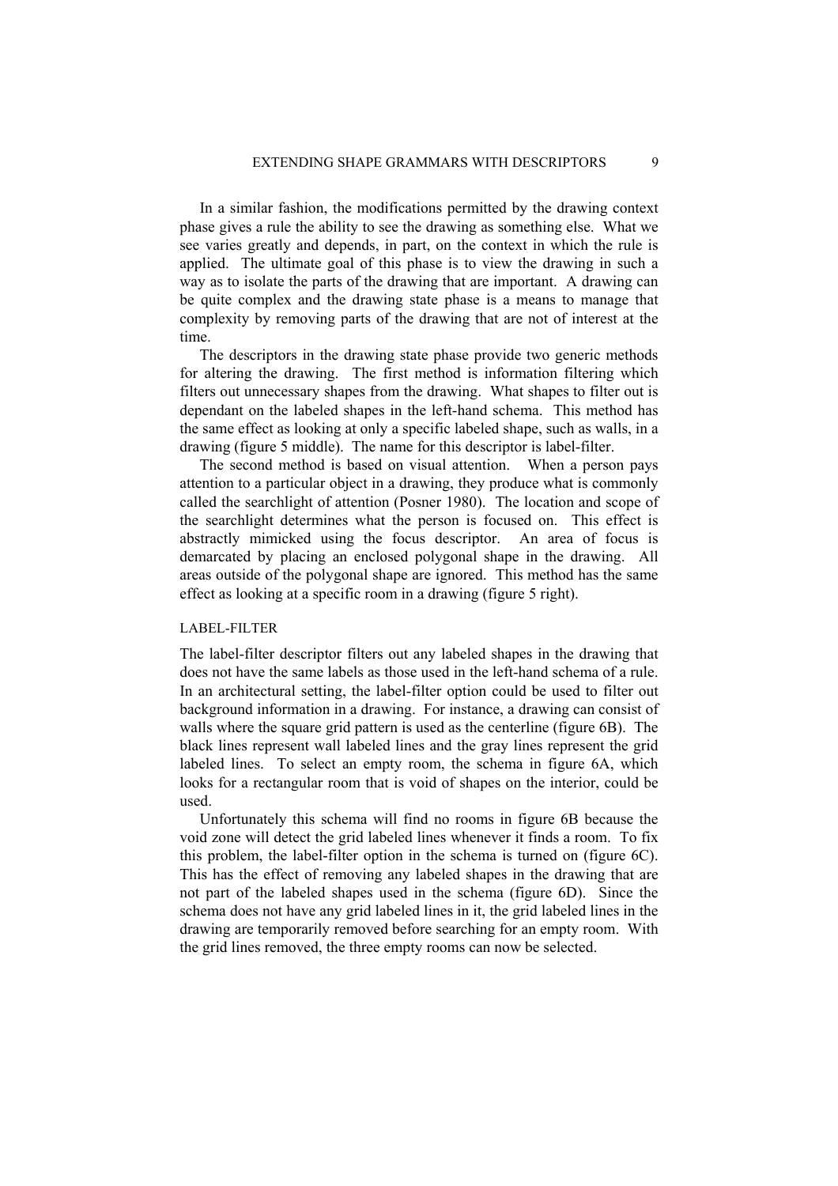In a similar fashion, the modifications permitted by the drawing context phase gives a rule the ability to see the drawing as something else. What we see varies greatly and depends, in part, on the context in which the rule is applied. The ultimate goal of this phase is to view the drawing in such a way as to isolate the parts of the drawing that are important. A drawing can be quite complex and the drawing state phase is a means to manage that complexity by removing parts of the drawing that are not of interest at the time.

The descriptors in the drawing state phase provide two generic methods for altering the drawing. The first method is information filtering which filters out unnecessary shapes from the drawing. What shapes to filter out is dependant on the labeled shapes in the left-hand schema. This method has the same effect as looking at only a specific labeled shape, such as walls, in a drawing (figure 5 middle). The name for this descriptor is label-filter.

The second method is based on visual attention. When a person pays attention to a particular object in a drawing, they produce what is commonly called the searchlight of attention (Posner 1980). The location and scope of the searchlight determines what the person is focused on. This effect is abstractly mimicked using the focus descriptor. An area of focus is demarcated by placing an enclosed polygonal shape in the drawing. All areas outside of the polygonal shape are ignored. This method has the same effect as looking at a specific room in a drawing (figure 5 right).

### LABEL-FILTER

The label-filter descriptor filters out any labeled shapes in the drawing that does not have the same labels as those used in the left-hand schema of a rule. In an architectural setting, the label-filter option could be used to filter out background information in a drawing. For instance, a drawing can consist of walls where the square grid pattern is used as the centerline (figure 6B). The black lines represent wall labeled lines and the gray lines represent the grid labeled lines. To select an empty room, the schema in figure 6A, which looks for a rectangular room that is void of shapes on the interior, could be used.

Unfortunately this schema will find no rooms in figure 6B because the void zone will detect the grid labeled lines whenever it finds a room. To fix this problem, the label-filter option in the schema is turned on (figure 6C). This has the effect of removing any labeled shapes in the drawing that are not part of the labeled shapes used in the schema (figure 6D). Since the schema does not have any grid labeled lines in it, the grid labeled lines in the drawing are temporarily removed before searching for an empty room. With the grid lines removed, the three empty rooms can now be selected.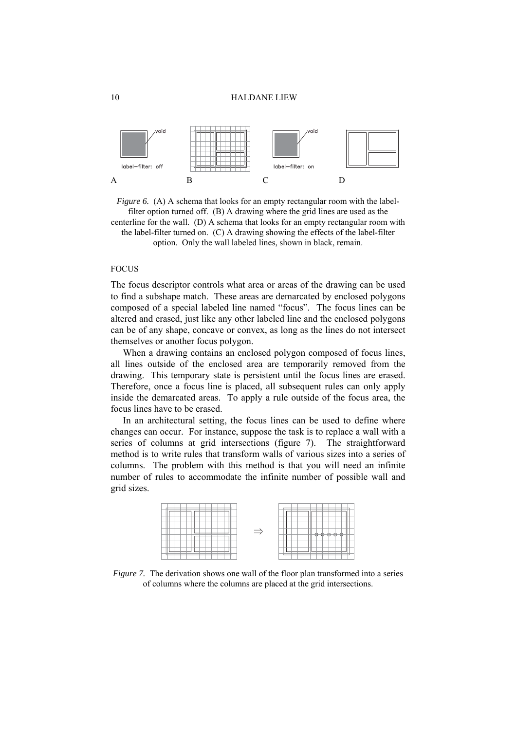*Figure 6.* (A) A schema that looks for an empty rectangular room with the label-filter option turned off. (B) A drawing where the grid lines are used as the centerline for the wall. (D) A schema that looks for an empty rectangular room with the label-filter turned on. (C) A drawing showing the effects of the label-filter option. Only the wall labeled lines, shown in black, remain.

### FOCUS

The focus descriptor controls what area or areas of the drawing can be used to find a subshape match. These areas are demarcated by enclosed polygons composed of a special labeled line named "focus". The focus lines can be altered and erased, just like any other labeled line and the enclosed polygons can be of any shape, concave or convex, as long as the lines do not intersect themselves or another focus polygon.

When a drawing contains an enclosed polygon composed of focus lines, all lines outside of the enclosed area are temporarily removed from the drawing. This temporary state is persistent until the focus lines are erased. Therefore, once a focus line is placed, all subsequent rules can only apply inside the demarcated areas. To apply a rule outside of the focus area, the focus lines have to be erased.

In an architectural setting, the focus lines can be used to define where changes can occur. For instance, suppose the task is to replace a wall with a series of columns at grid intersections (figure 7). The straightforward method is to write rules that transform walls of various sizes into a series of columns. The problem with this method is that you will need an infinite number of rules to accommodate the infinite number of possible wall and grid sizes.

*Figure 7.* The derivation shows one wall of the floor plan transformed into a series of columns where the columns are placed at the grid intersections.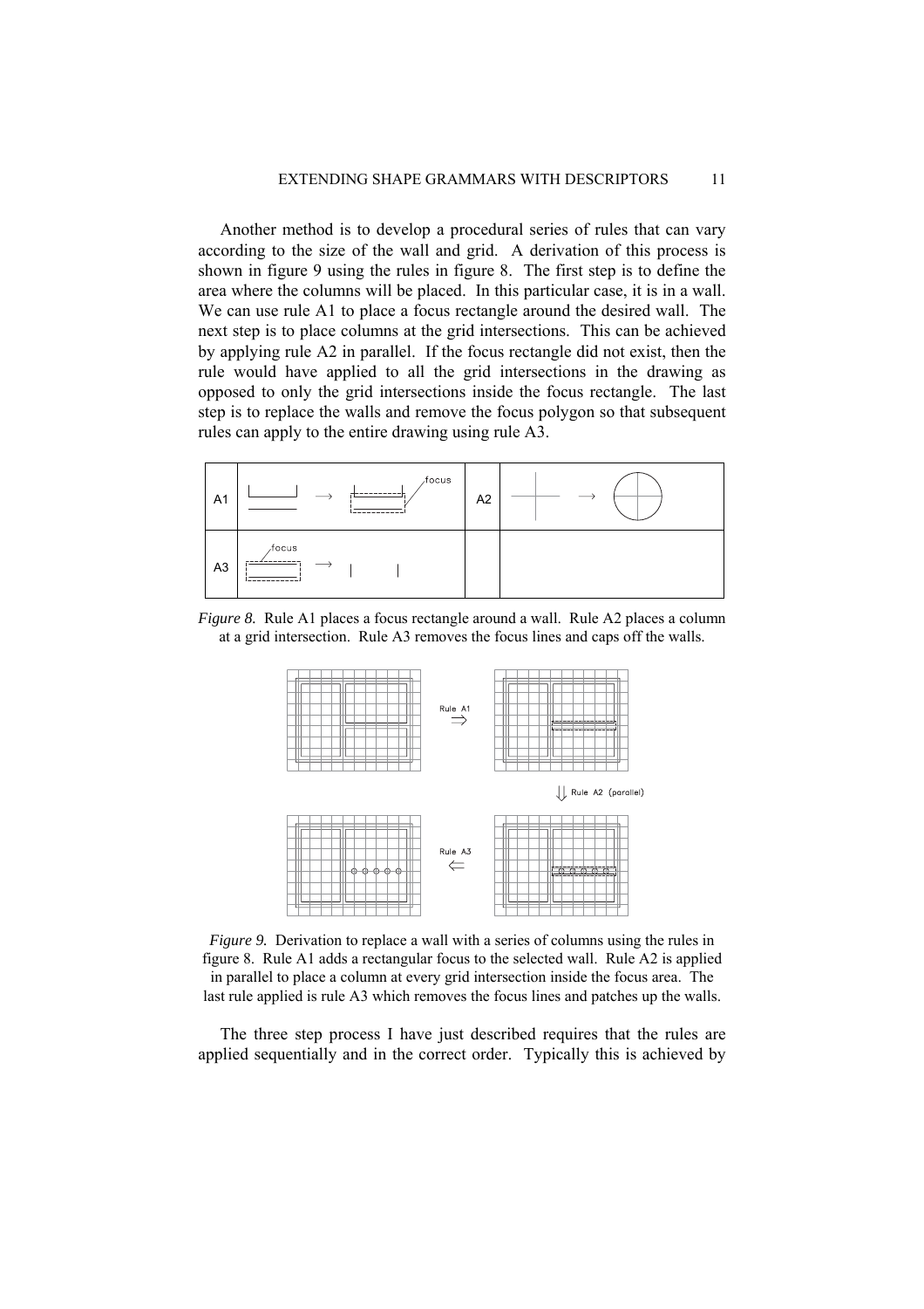Another method is to develop a procedural series of rules that can vary according to the size of the wall and grid. A derivation of this process is shown in figure 9 using the rules in figure 8. The first step is to define the area where the columns will be placed. In this particular case, it is in a wall. We can use rule A1 to place a focus rectangle around the desired wall. The next step is to place columns at the grid intersections. This can be achieved by applying rule A2 in parallel. If the focus rectangle did not exist, then the rule would have applied to all the grid intersections in the drawing as opposed to only the grid intersections inside the focus rectangle. The last step is to replace the walls and remove the focus polygon so that subsequent rules can apply to the entire drawing using rule A3.

*Figure 8.* Rule A1 places a focus rectangle around a wall. Rule A2 places a column at a grid intersection. Rule A3 removes the focus lines and caps off the walls.

*Figure 9.* Derivation to replace a wall with a series of columns using the rules in figure 8. Rule A1 adds a rectangular focus to the selected wall. Rule A2 is applied in parallel to place a column at every grid intersection inside the focus area. The last rule applied is rule A3 which removes the focus lines and patches up the walls.

The three step process I have just described requires that the rules are applied sequentially and in the correct order. Typically this is achieved by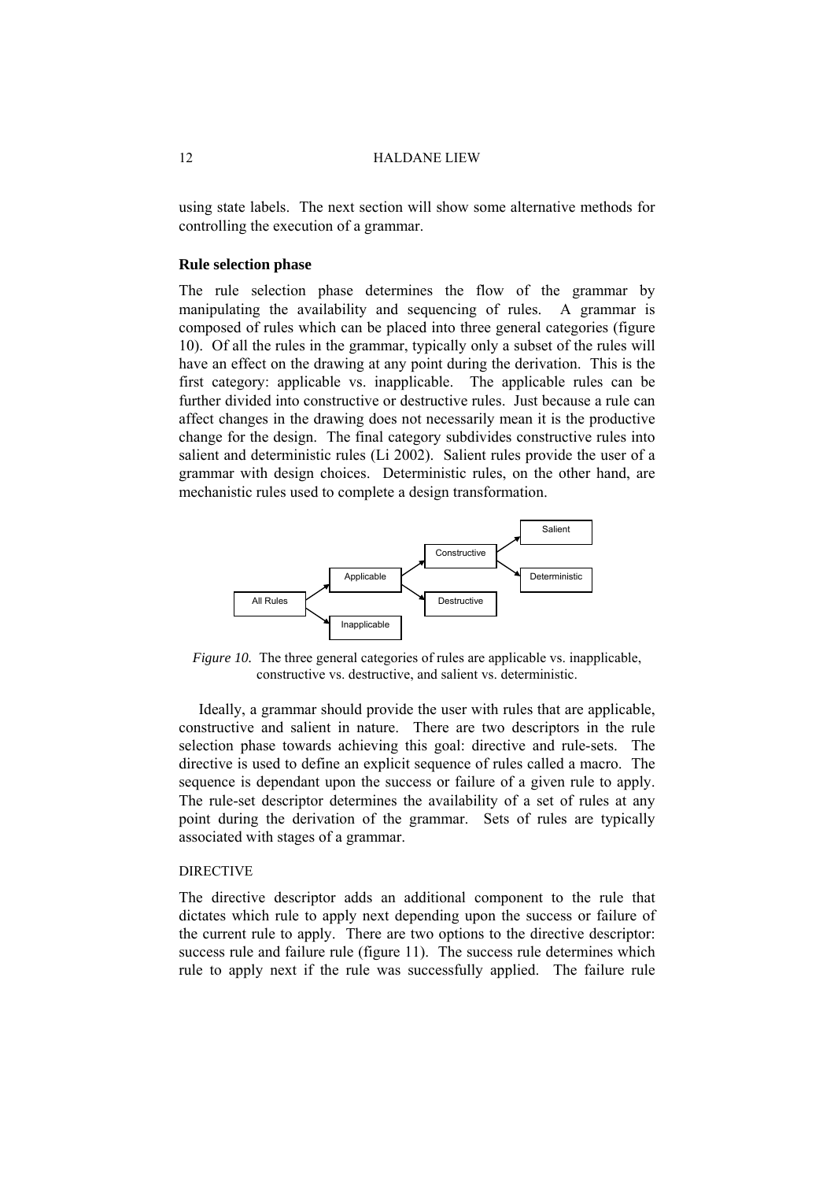using state labels. The next section will show some alternative methods for controlling the execution of a grammar.

## Rule selection phase

The rule selection phase determines the flow of the grammar by manipulating the availability and sequencing of rules. A grammar is composed of rules which can be placed into three general categories (figure 10). Of all the rules in the grammar, typically only a subset of the rules will have an effect on the drawing at any point during the derivation. This is the first category: applicable vs. inapplicable. The applicable rules can be further divided into constructive or destructive rules. Just because a rule can affect changes in the drawing does not necessarily mean it is the productive change for the design. The final category subdivides constructive rules into salient and deterministic rules (Li 2002). Salient rules provide the user of a grammar with design choices. Deterministic rules, on the other hand, are mechanistic rules used to complete a design transformation.

*Figure 10.* The three general categories of rules are applicable vs. inapplicable, constructive vs. destructive, and salient vs. deterministic.

Ideally, a grammar should provide the user with rules that are applicable, constructive and salient in nature. There are two descriptors in the rule selection phase towards achieving this goal: directive and rule-sets. The directive is used to define an explicit sequence of rules called a macro. The sequence is dependant upon the success or failure of a given rule to apply. The rule-set descriptor determines the availability of a set of rules at any point during the derivation of the grammar. Sets of rules are typically associated with stages of a grammar.

### DIRECTIVE

The directive descriptor adds an additional component to the rule that dictates which rule to apply next depending upon the success or failure of the current rule to apply. There are two options to the directive descriptor: success rule and failure rule (figure 11). The success rule determines which rule to apply next if the rule was successfully applied. The failure rule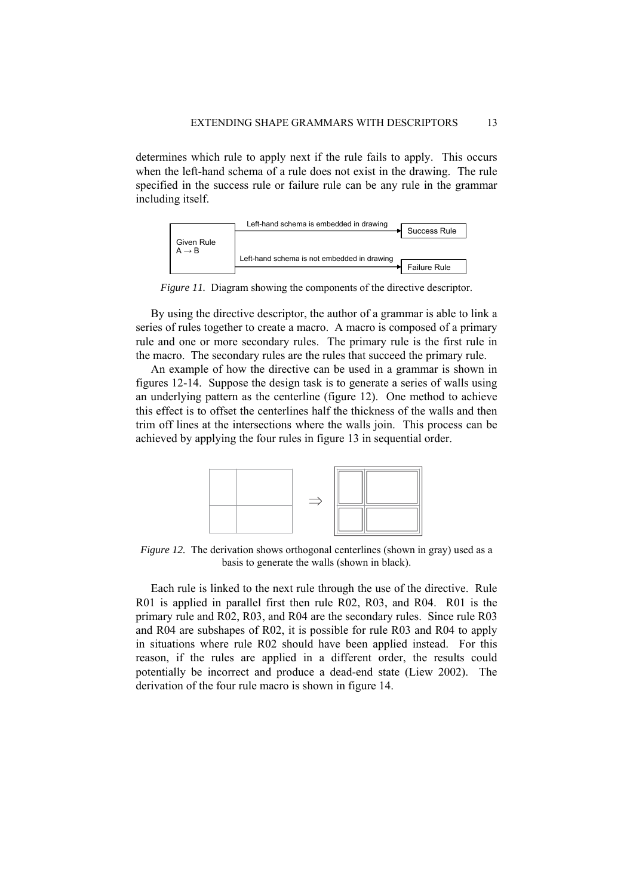determines which rule to apply next if the rule fails to apply. This occurs when the left-hand schema of a rule does not exist in the drawing. The rule specified in the success rule or failure rule can be any rule in the grammar including itself.

Left-hand schema is embedded in drawing → Success Rule

Given Rule
A → B

Left-hand schema is not embedded in drawing → Failure Rule

*Figure 11.* Diagram showing the components of the directive descriptor.

By using the directive descriptor, the author of a grammar is able to link a series of rules together to create a macro. A macro is composed of a primary rule and one or more secondary rules. The primary rule is the first rule in the macro. The secondary rules are the rules that succeed the primary rule.

An example of how the directive can be used in a grammar is shown in figures 12-14. Suppose the design task is to generate a series of walls using an underlying pattern as the centerline (figure 12). One method to achieve this effect is to offset the centerlines half the thickness of the walls and then trim off lines at the intersections where the walls join. This process can be achieved by applying the four rules in figure 13 in sequential order.

*Figure 12.* The derivation shows orthogonal centerlines (shown in gray) used as a basis to generate the walls (shown in black).

Each rule is linked to the next rule through the use of the directive. Rule R01 is applied in parallel first then rule R02, R03, and R04. R01 is the primary rule and R02, R03, and R04 are the secondary rules. Since rule R03 and R04 are subshapes of R02, it is possible for rule R03 and R04 to apply in situations where rule R02 should have been applied instead. For this reason, if the rules are applied in a different order, the results could potentially be incorrect and produce a dead-end state (Liew 2002). The derivation of the four rule macro is shown in figure 14.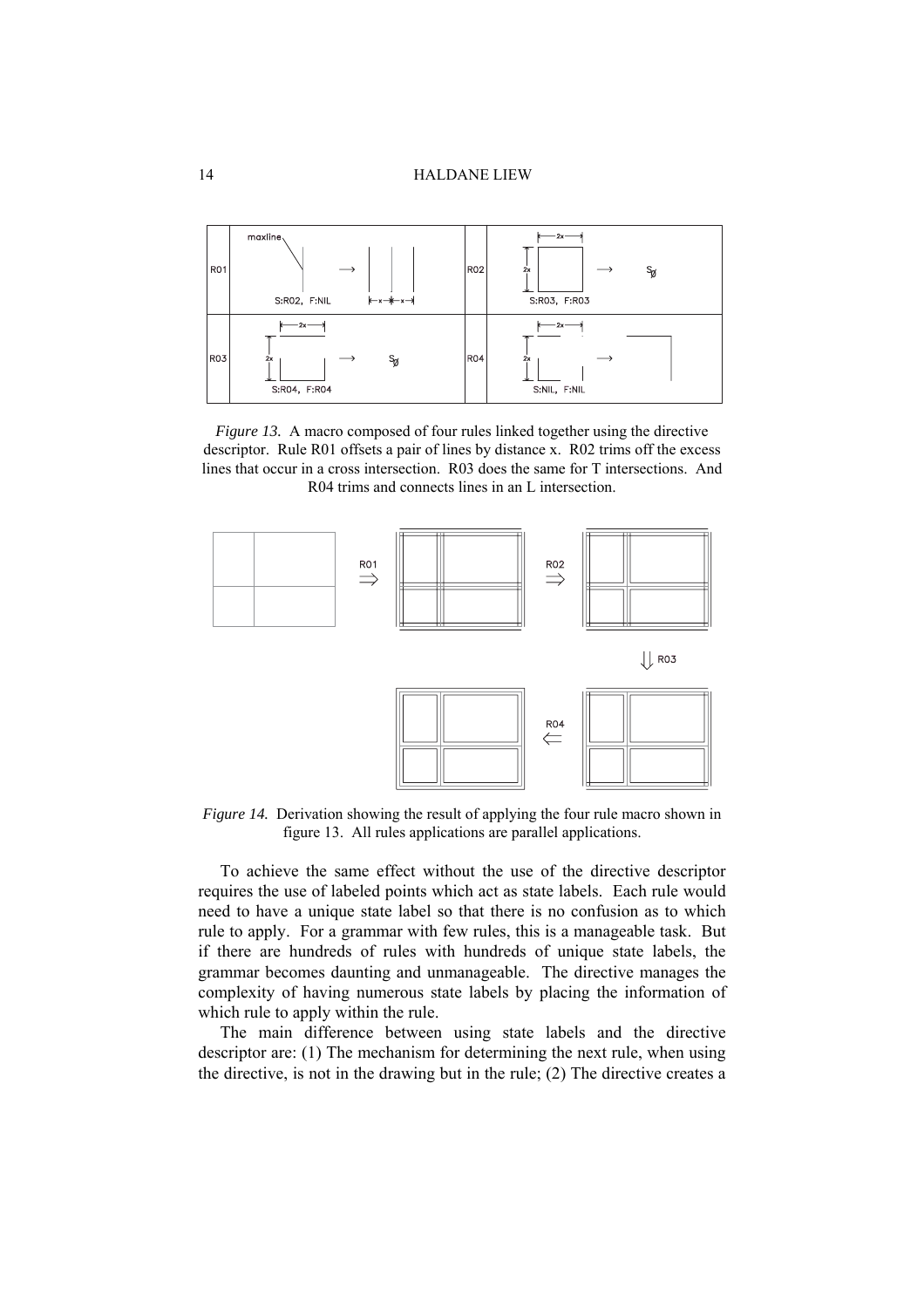*Figure 13.* A macro composed of four rules linked together using the directive descriptor. Rule R01 offsets a pair of lines by distance x. R02 trims off the excess lines that occur in a cross intersection. R03 does the same for T intersections. And R04 trims and connects lines in an L intersection.

*Figure 14.* Derivation showing the result of applying the four rule macro shown in figure 13. All rules applications are parallel applications.

To achieve the same effect without the use of the directive descriptor requires the use of labeled points which act as state labels. Each rule would need to have a unique state label so that there is no confusion as to which rule to apply. For a grammar with few rules, this is a manageable task. But if there are hundreds of rules with hundreds of unique state labels, the grammar becomes daunting and unmanageable. The directive manages the complexity of having numerous state labels by placing the information of which rule to apply within the rule.

The main difference between using state labels and the directive descriptor are: (1) The mechanism for determining the next rule, when using the directive, is not in the drawing but in the rule; (2) The directive creates a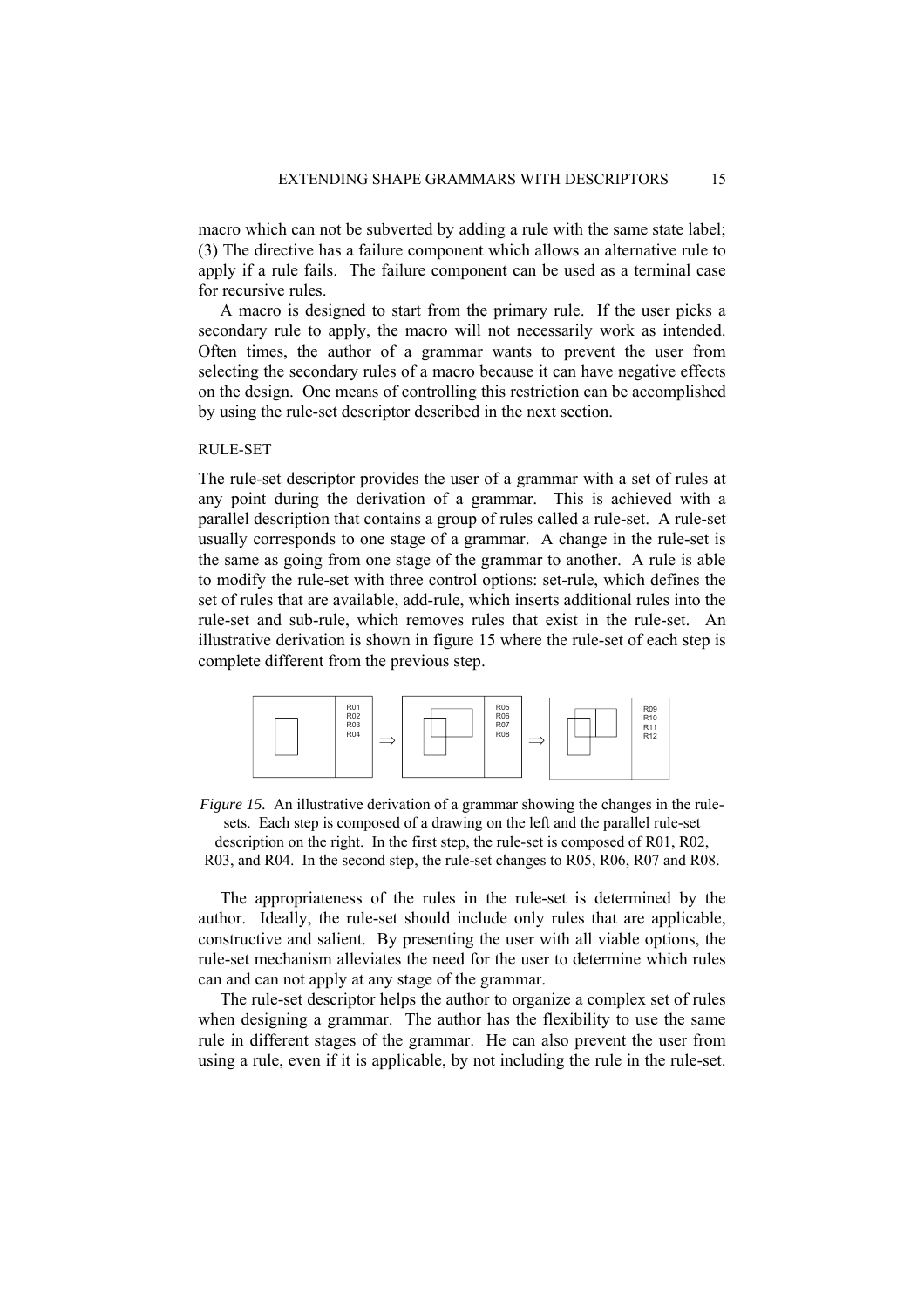macro which can not be subverted by adding a rule with the same state label; (3) The directive has a failure component which allows an alternative rule to apply if a rule fails. The failure component can be used as a terminal case for recursive rules.

A macro is designed to start from the primary rule. If the user picks a secondary rule to apply, the macro will not necessarily work as intended. Often times, the author of a grammar wants to prevent the user from selecting the secondary rules of a macro because it can have negative effects on the design. One means of controlling this restriction can be accomplished by using the rule-set descriptor described in the next section.

## RULE-SET

The rule-set descriptor provides the user of a grammar with a set of rules at any point during the derivation of a grammar. This is achieved with a parallel description that contains a group of rules called a rule-set. A rule-set usually corresponds to one stage of a grammar. A change in the rule-set is the same as going from one stage of the grammar to another. A rule is able to modify the rule-set with three control options: set-rule, which defines the set of rules that are available, add-rule, which inserts additional rules into the rule-set and sub-rule, which removes rules that exist in the rule-set. An illustrative derivation is shown in figure 15 where the rule-set of each step is complete different from the previous step.

*Figure 15.* An illustrative derivation of a grammar showing the changes in the rule-sets. Each step is composed of a drawing on the left and the parallel rule-set description on the right. In the first step, the rule-set is composed of R01, R02, R03, and R04. In the second step, the rule-set changes to R05, R06, R07 and R08.

The appropriateness of the rules in the rule-set is determined by the author. Ideally, the rule-set should include only rules that are applicable, constructive and salient. By presenting the user with all viable options, the rule-set mechanism alleviates the need for the user to determine which rules can and can not apply at any stage of the grammar.

The rule-set descriptor helps the author to organize a complex set of rules when designing a grammar. The author has the flexibility to use the same rule in different stages of the grammar. He can also prevent the user from using a rule, even if it is applicable, by not including the rule in the rule-set.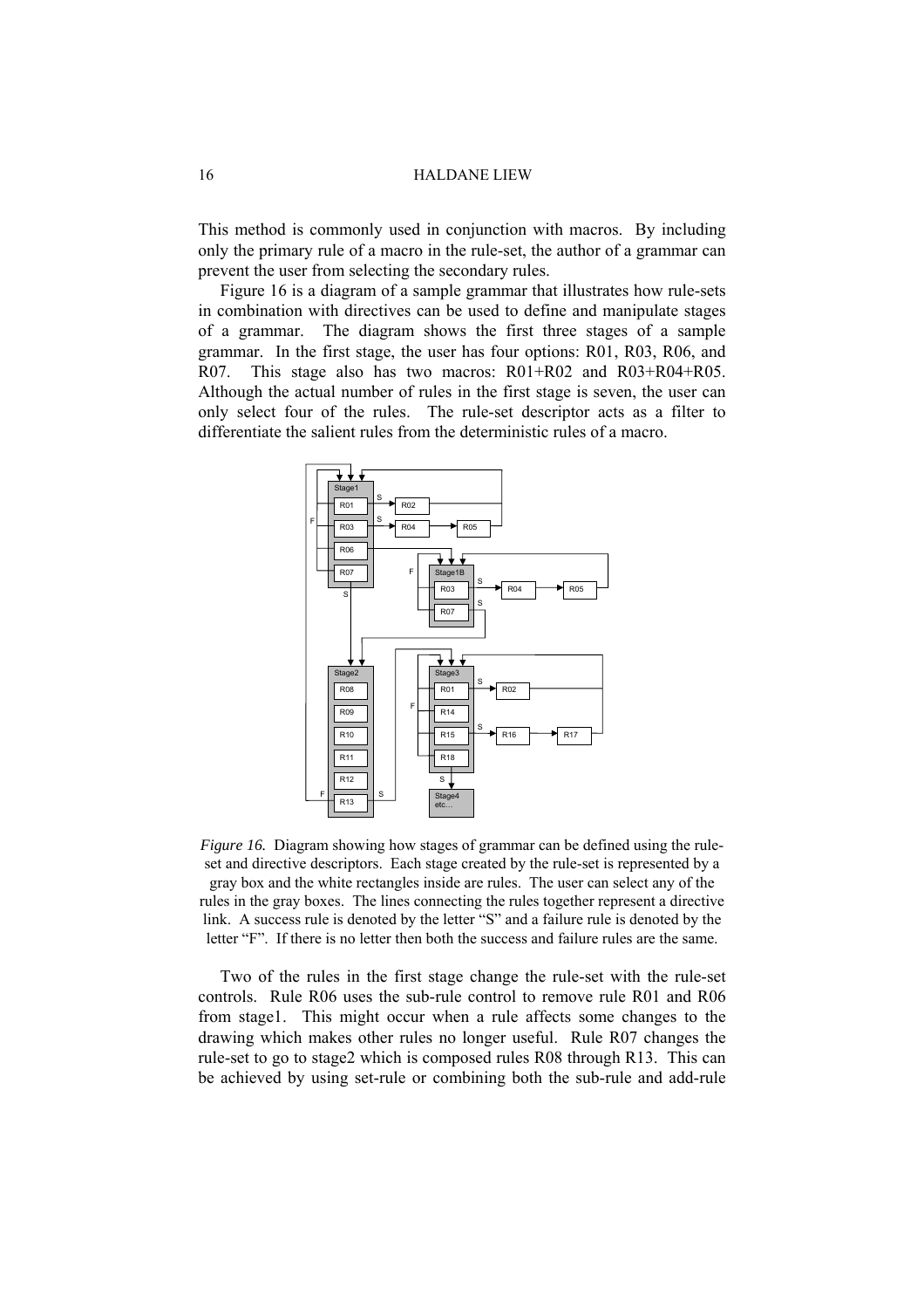This method is commonly used in conjunction with macros. By including only the primary rule of a macro in the rule-set, the author of a grammar can prevent the user from selecting the secondary rules.

Figure 16 is a diagram of a sample grammar that illustrates how rule-sets in combination with directives can be used to define and manipulate stages of a grammar. The diagram shows the first three stages of a sample grammar. In the first stage, the user has four options: R01, R03, R06, and R07. This stage also has two macros: R01+R02 and R03+R04+R05. Although the actual number of rules in the first stage is seven, the user can only select four of the rules. The rule-set descriptor acts as a filter to differentiate the salient rules from the deterministic rules of a macro.

*Figure 16.* Diagram showing how stages of grammar can be defined using the rule-set and directive descriptors. Each stage created by the rule-set is represented by a gray box and the white rectangles inside are rules. The user can select any of the rules in the gray boxes. The lines connecting the rules together represent a directive link. A success rule is denoted by the letter "S" and a failure rule is denoted by the letter "F". If there is no letter then both the success and failure rules are the same.

Two of the rules in the first stage change the rule-set with the rule-set controls. Rule R06 uses the sub-rule control to remove rule R01 and R06 from stage1. This might occur when a rule affects some changes to the drawing which makes other rules no longer useful. Rule R07 changes the rule-set to go to stage2 which is composed rules R08 through R13. This can be achieved by using set-rule or combining both the sub-rule and add-rule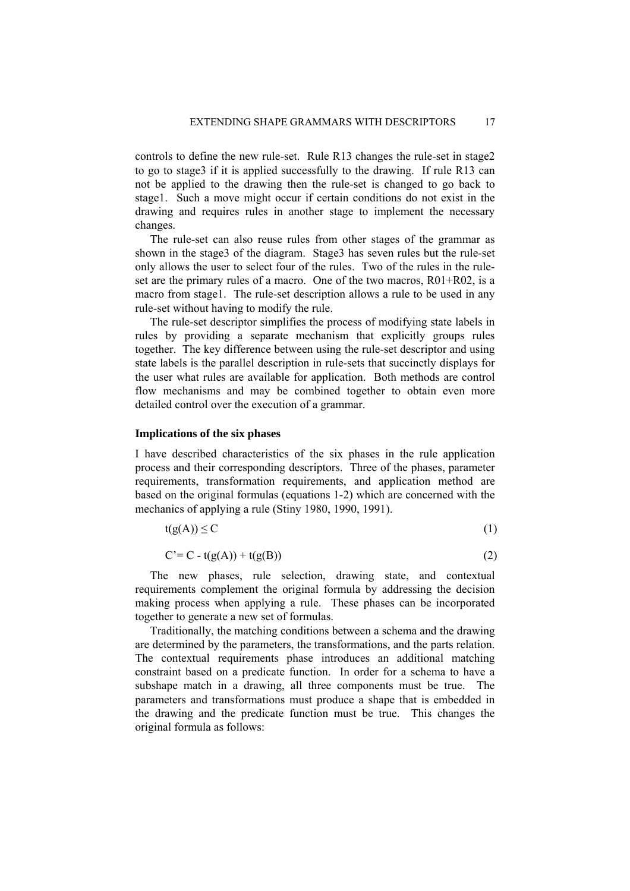controls to define the new rule-set. Rule R13 changes the rule-set in stage2 to go to stage3 if it is applied successfully to the drawing. If rule R13 can not be applied to the drawing then the rule-set is changed to go back to stage1. Such a move might occur if certain conditions do not exist in the drawing and requires rules in another stage to implement the necessary changes.

The rule-set can also reuse rules from other stages of the grammar as shown in the stage3 of the diagram. Stage3 has seven rules but the rule-set only allows the user to select four of the rules. Two of the rules in the rule-set are the primary rules of a macro. One of the two macros, R01+R02, is a macro from stage1. The rule-set description allows a rule to be used in any rule-set without having to modify the rule.

The rule-set descriptor simplifies the process of modifying state labels in rules by providing a separate mechanism that explicitly groups rules together. The key difference between using the rule-set descriptor and using state labels is the parallel description in rule-sets that succinctly displays for the user what rules are available for application. Both methods are control flow mechanisms and may be combined together to obtain even more detailed control over the execution of a grammar.

### Implications of the six phases

I have described characteristics of the six phases in the rule application process and their corresponding descriptors. Three of the phases, parameter requirements, transformation requirements, and application method are based on the original formulas (equations 1-2) which are concerned with the mechanics of applying a rule (Stiny 1980, 1990, 1991).

$$t(g(A)) \leq C \tag{1}$$

$$C' = C - t(g(A)) + t(g(B)) \tag{2}$$

The new phases, rule selection, drawing state, and contextual requirements complement the original formula by addressing the decision making process when applying a rule. These phases can be incorporated together to generate a new set of formulas.

Traditionally, the matching conditions between a schema and the drawing are determined by the parameters, the transformations, and the parts relation. The contextual requirements phase introduces an additional matching constraint based on a predicate function. In order for a schema to have a subshape match in a drawing, all three components must be true. The parameters and transformations must produce a shape that is embedded in the drawing and the predicate function must be true. This changes the original formula as follows: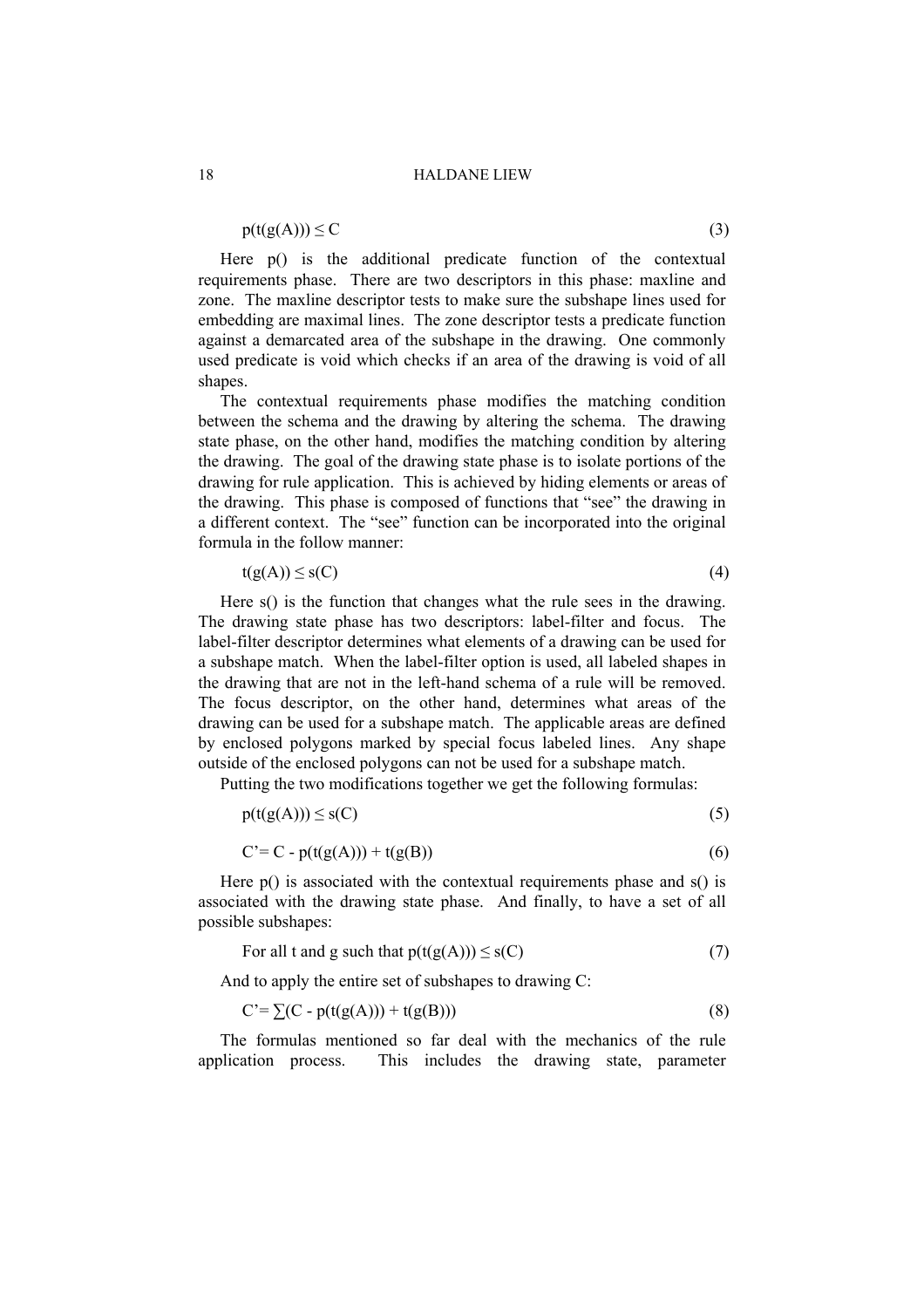$$p(t(g(A))) \leq C \tag{3}$$

Here p() is the additional predicate function of the contextual requirements phase. There are two descriptors in this phase: maxline and zone. The maxline descriptor tests to make sure the subshape lines used for embedding are maximal lines. The zone descriptor tests a predicate function against a demarcated area of the subshape in the drawing. One commonly used predicate is void which checks if an area of the drawing is void of all shapes.

The contextual requirements phase modifies the matching condition between the schema and the drawing by altering the schema. The drawing state phase, on the other hand, modifies the matching condition by altering the drawing. The goal of the drawing state phase is to isolate portions of the drawing for rule application. This is achieved by hiding elements or areas of the drawing. This phase is composed of functions that "see" the drawing in a different context. The "see" function can be incorporated into the original formula in the follow manner:

$$t(g(A)) \leq s(C) \tag{4}$$

Here s() is the function that changes what the rule sees in the drawing. The drawing state phase has two descriptors: label-filter and focus. The label-filter descriptor determines what elements of a drawing can be used for a subshape match. When the label-filter option is used, all labeled shapes in the drawing that are not in the left-hand schema of a rule will be removed. The focus descriptor, on the other hand, determines what areas of the drawing can be used for a subshape match. The applicable areas are defined by enclosed polygons marked by special focus labeled lines. Any shape outside of the enclosed polygons can not be used for a subshape match.

Putting the two modifications together we get the following formulas:

$$p(t(g(A))) \leq s(C) \tag{5}$$

$$C' = C - p(t(g(A))) + t(g(B)) \tag{6}$$

Here p() is associated with the contextual requirements phase and s() is associated with the drawing state phase. And finally, to have a set of all possible subshapes:

$$\text{For all t and g such that } p(t(g(A))) \leq s(C) \tag{7}$$

And to apply the entire set of subshapes to drawing C:

$$C' = \sum(C - p(t(g(A))) + t(g(B))) \tag{8}$$

The formulas mentioned so far deal with the mechanics of the rule application process. This includes the drawing state, parameter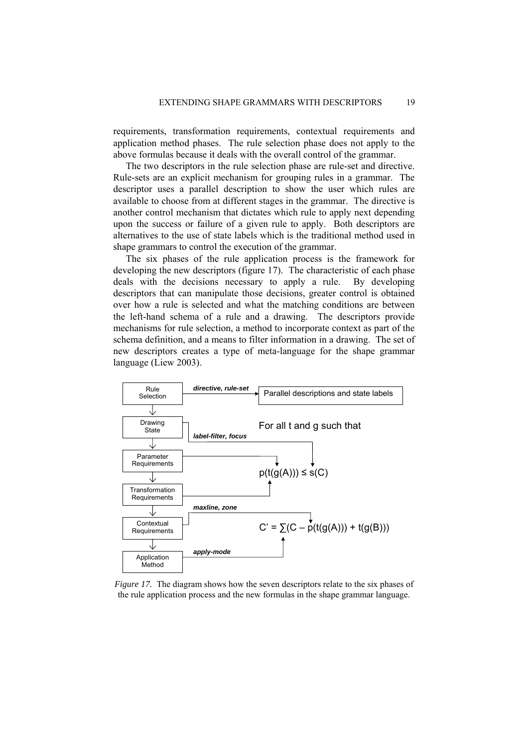requirements, transformation requirements, contextual requirements and application method phases. The rule selection phase does not apply to the above formulas because it deals with the overall control of the grammar.

The two descriptors in the rule selection phase are rule-set and directive. Rule-sets are an explicit mechanism for grouping rules in a grammar. The descriptor uses a parallel description to show the user which rules are available to choose from at different stages in the grammar. The directive is another control mechanism that dictates which rule to apply next depending upon the success or failure of a given rule to apply. Both descriptors are alternatives to the use of state labels which is the traditional method used in shape grammars to control the execution of the grammar.

The six phases of the rule application process is the framework for developing the new descriptors (figure 17). The characteristic of each phase deals with the decisions necessary to apply a rule. By developing descriptors that can manipulate those decisions, greater control is obtained over how a rule is selected and what the matching conditions are between the left-hand schema of a rule and a drawing. The descriptors provide mechanisms for rule selection, a method to incorporate context as part of the schema definition, and a means to filter information in a drawing. The set of new descriptors creates a type of meta-language for the shape grammar language (Liew 2003).

Rule Selection — *directive, rule-set* → Parallel descriptions and state labels

Drawing State — *label-filter, focus*

Parameter Requirements

Transformation Requirements

Contextual Requirements — *maxline, zone*

Application Method — *apply-mode*

For all t and g such that

$$p(t(g(A))) \leq s(C)$$

$$C' = \sum(C - p(t(g(A))) + t(g(B)))$$

*Figure 17.* The diagram shows how the seven descriptors relate to the six phases of the rule application process and the new formulas in the shape grammar language.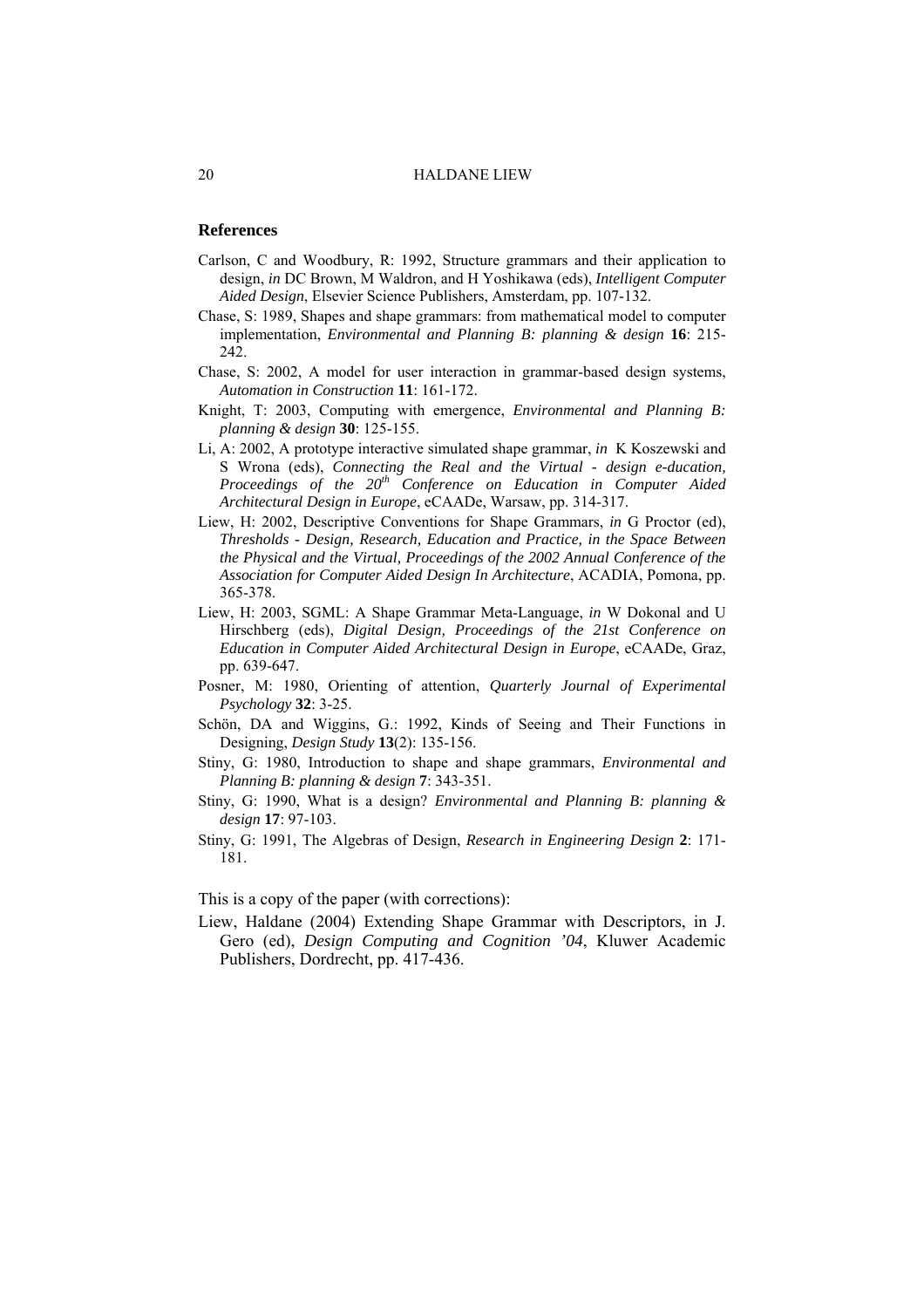## References

Carlson, C and Woodbury, R: 1992, Structure grammars and their application to design, *in* DC Brown, M Waldron, and H Yoshikawa (eds), *Intelligent Computer Aided Design*, Elsevier Science Publishers, Amsterdam, pp. 107-132.

Chase, S: 1989, Shapes and shape grammars: from mathematical model to computer implementation, *Environmental and Planning B: planning & design* **16**: 215-242.

Chase, S: 2002, A model for user interaction in grammar-based design systems, *Automation in Construction* **11**: 161-172.

Knight, T: 2003, Computing with emergence, *Environmental and Planning B: planning & design* **30**: 125-155.

Li, A: 2002, A prototype interactive simulated shape grammar, *in* K Koszewski and S Wrona (eds), *Connecting the Real and the Virtual - design e-ducation, Proceedings of the 20th Conference on Education in Computer Aided Architectural Design in Europe*, eCAADe, Warsaw, pp. 314-317.

Liew, H: 2002, Descriptive Conventions for Shape Grammars, *in* G Proctor (ed), *Thresholds - Design, Research, Education and Practice, in the Space Between the Physical and the Virtual, Proceedings of the 2002 Annual Conference of the Association for Computer Aided Design In Architecture*, ACADIA, Pomona, pp. 365-378.

Liew, H: 2003, SGML: A Shape Grammar Meta-Language, *in* W Dokonal and U Hirschberg (eds), *Digital Design, Proceedings of the 21st Conference on Education in Computer Aided Architectural Design in Europe*, eCAADe, Graz, pp. 639-647.

Posner, M: 1980, Orienting of attention, *Quarterly Journal of Experimental Psychology* **32**: 3-25.

Schön, DA and Wiggins, G.: 1992, Kinds of Seeing and Their Functions in Designing, *Design Study* **13**(2): 135-156.

Stiny, G: 1980, Introduction to shape and shape grammars, *Environmental and Planning B: planning & design* **7**: 343-351.

Stiny, G: 1990, What is a design? *Environmental and Planning B: planning & design* **17**: 97-103.

Stiny, G: 1991, The Algebras of Design, *Research in Engineering Design* **2**: 171-181.

This is a copy of the paper (with corrections):

Liew, Haldane (2004) Extending Shape Grammar with Descriptors, in J. Gero (ed), *Design Computing and Cognition '04*, Kluwer Academic Publishers, Dordrecht, pp. 417-436.